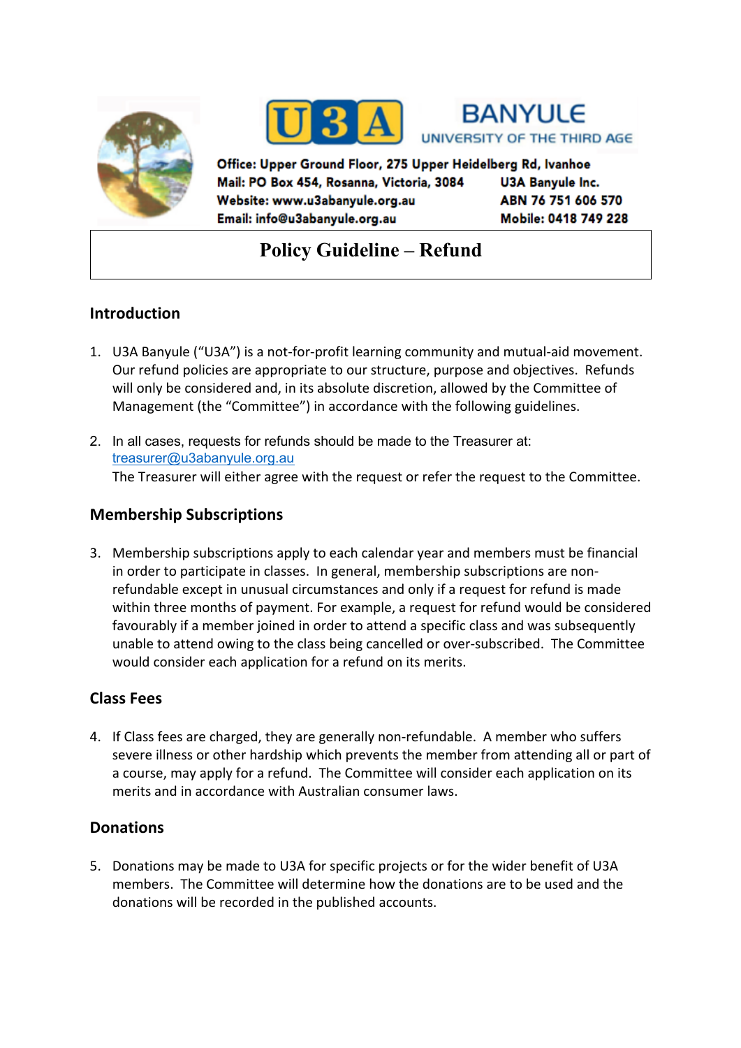U3A BANYULE
UNIVERSITY OF THE THIRD AGE

**Office: Upper Ground Floor, 275 Upper Heidelberg Rd, Ivanhoe**
**Mail: PO Box 454, Rosanna, Victoria, 3084** **U3A Banyule Inc.**
**Website: www.u3abanyule.org.au** **ABN 76 751 606 570**
**Email: info@u3abanyule.org.au** **Mobile: 0418 749 228**

# Policy Guideline – Refund

## Introduction

1. U3A Banyule ("U3A") is a not-for-profit learning community and mutual-aid movement. Our refund policies are appropriate to our structure, purpose and objectives. Refunds will only be considered and, in its absolute discretion, allowed by the Committee of Management (the "Committee") in accordance with the following guidelines.

2. In all cases, requests for refunds should be made to the Treasurer at: treasurer@u3abanyule.org.au
   The Treasurer will either agree with the request or refer the request to the Committee.

## Membership Subscriptions

3. Membership subscriptions apply to each calendar year and members must be financial in order to participate in classes. In general, membership subscriptions are non-refundable except in unusual circumstances and only if a request for refund is made within three months of payment. For example, a request for refund would be considered favourably if a member joined in order to attend a specific class and was subsequently unable to attend owing to the class being cancelled or over-subscribed. The Committee would consider each application for a refund on its merits.

## Class Fees

4. If Class fees are charged, they are generally non-refundable. A member who suffers severe illness or other hardship which prevents the member from attending all or part of a course, may apply for a refund. The Committee will consider each application on its merits and in accordance with Australian consumer laws.

## Donations

5. Donations may be made to U3A for specific projects or for the wider benefit of U3A members. The Committee will determine how the donations are to be used and the donations will be recorded in the published accounts.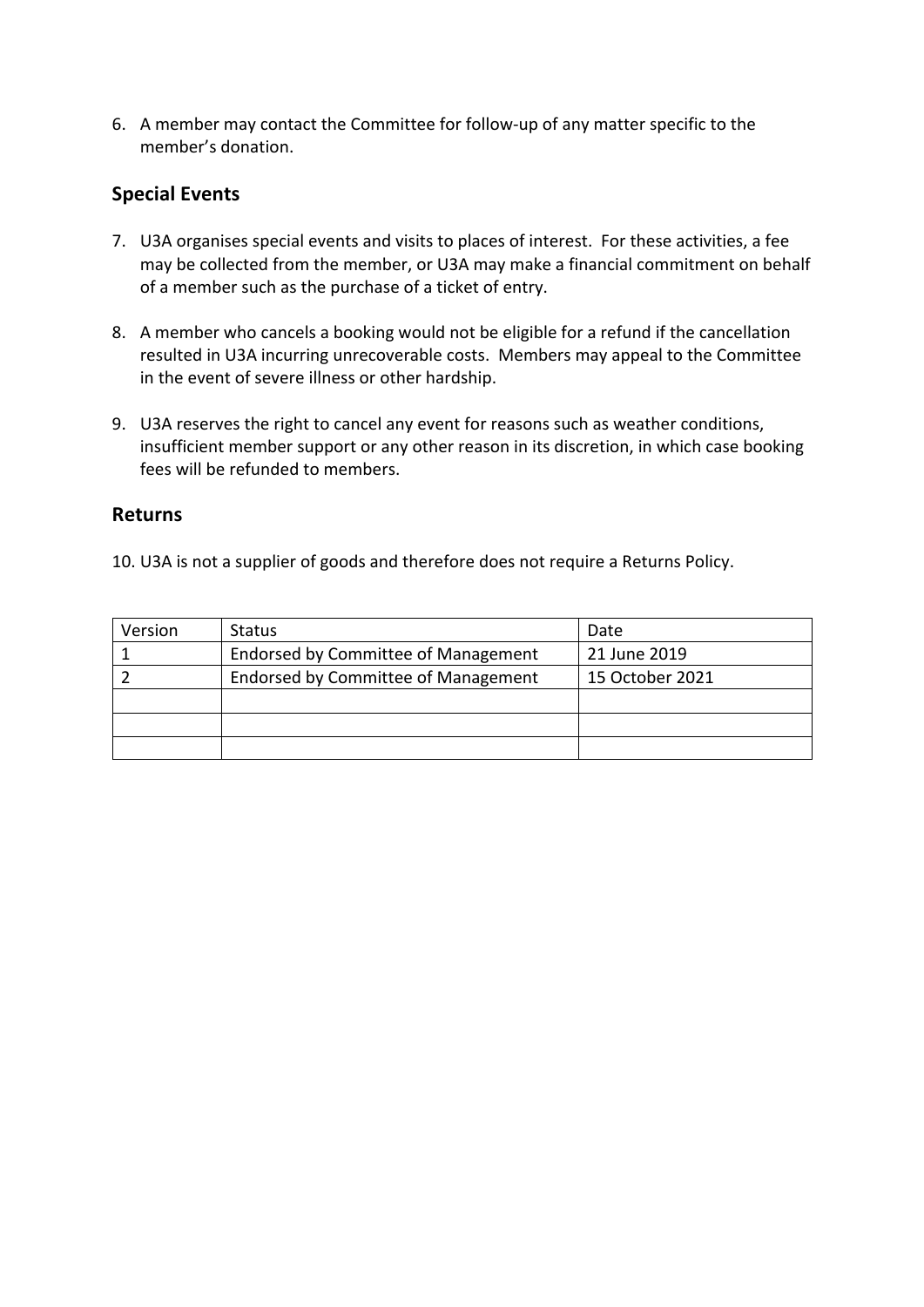6. A member may contact the Committee for follow-up of any matter specific to the member's donation.

## Special Events

7. U3A organises special events and visits to places of interest. For these activities, a fee may be collected from the member, or U3A may make a financial commitment on behalf of a member such as the purchase of a ticket of entry.

8. A member who cancels a booking would not be eligible for a refund if the cancellation resulted in U3A incurring unrecoverable costs. Members may appeal to the Committee in the event of severe illness or other hardship.

9. U3A reserves the right to cancel any event for reasons such as weather conditions, insufficient member support or any other reason in its discretion, in which case booking fees will be refunded to members.

## Returns

10. U3A is not a supplier of goods and therefore does not require a Returns Policy.

| Version | Status | Date |
|---|---|---|
| 1 | Endorsed by Committee of Management | 21 June 2019 |
| 2 | Endorsed by Committee of Management | 15 October 2021 |
| | | |
| | | |
| | | |